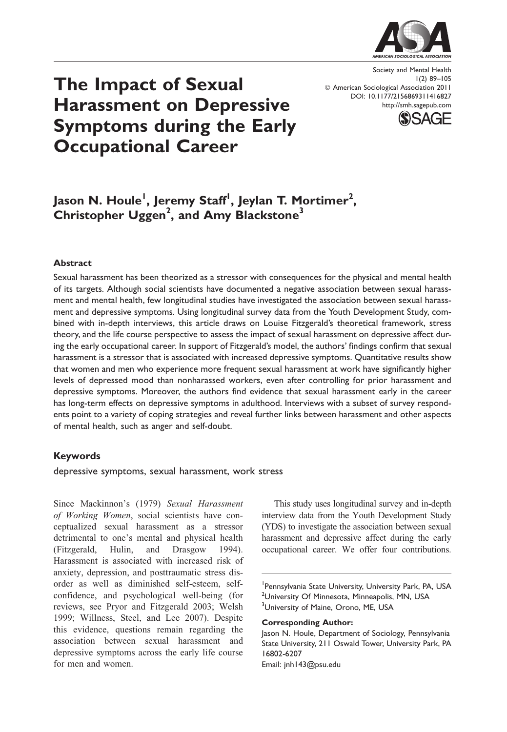# The Impact of Sexual Harassment on Depressive Symptoms during the Early Occupational Career

Society and Mental Health
1(2) 89–105
© American Sociological Association 2011
DOI: 10.1177/2156869311416827
http://smh.sagepub.com

**Jason N. Houle[1], Jeremy Staff[1], Jeylan T. Mortimer[2], Christopher Uggen[2], and Amy Blackstone[3]**

### Abstract

Sexual harassment has been theorized as a stressor with consequences for the physical and mental health of its targets. Although social scientists have documented a negative association between sexual harassment and mental health, few longitudinal studies have investigated the association between sexual harassment and depressive symptoms. Using longitudinal survey data from the Youth Development Study, combined with in-depth interviews, this article draws on Louise Fitzgerald's theoretical framework, stress theory, and the life course perspective to assess the impact of sexual harassment on depressive affect during the early occupational career. In support of Fitzgerald's model, the authors' findings confirm that sexual harassment is a stressor that is associated with increased depressive symptoms. Quantitative results show that women and men who experience more frequent sexual harassment at work have significantly higher levels of depressed mood than nonharassed workers, even after controlling for prior harassment and depressive symptoms. Moreover, the authors find evidence that sexual harassment early in the career has long-term effects on depressive symptoms in adulthood. Interviews with a subset of survey respondents point to a variety of coping strategies and reveal further links between harassment and other aspects of mental health, such as anger and self-doubt.

### Keywords

depressive symptoms, sexual harassment, work stress

Since Mackinnon's (1979) *Sexual Harassment of Working Women*, social scientists have conceptualized sexual harassment as a stressor detrimental to one's mental and physical health (Fitzgerald, Hulin, and Drasgow 1994). Harassment is associated with increased risk of anxiety, depression, and posttraumatic stress disorder as well as diminished self-esteem, self-confidence, and psychological well-being (for reviews, see Pryor and Fitzgerald 2003; Welsh 1999; Willness, Steel, and Lee 2007). Despite this evidence, questions remain regarding the association between sexual harassment and depressive symptoms across the early life course for men and women.

This study uses longitudinal survey and in-depth interview data from the Youth Development Study (YDS) to investigate the association between sexual harassment and depressive affect during the early occupational career. We offer four contributions.

[1]Pennsylvania State University, University Park, PA, USA
[2]University Of Minnesota, Minneapolis, MN, USA
[3]University of Maine, Orono, ME, USA

**Corresponding Author:**
Jason N. Houle, Department of Sociology, Pennsylvania State University, 211 Oswald Tower, University Park, PA 16802-6207
Email: jnh143@psu.edu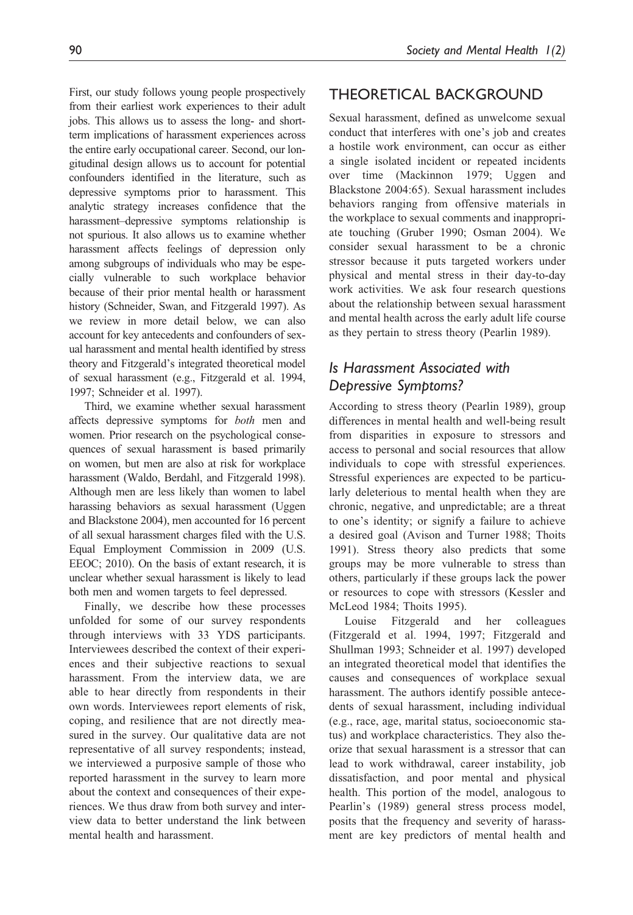First, our study follows young people prospectively from their earliest work experiences to their adult jobs. This allows us to assess the long- and short-term implications of harassment experiences across the entire early occupational career. Second, our longitudinal design allows us to account for potential confounders identified in the literature, such as depressive symptoms prior to harassment. This analytic strategy increases confidence that the harassment–depressive symptoms relationship is not spurious. It also allows us to examine whether harassment affects feelings of depression only among subgroups of individuals who may be especially vulnerable to such workplace behavior because of their prior mental health or harassment history (Schneider, Swan, and Fitzgerald 1997). As we review in more detail below, we can also account for key antecedents and confounders of sexual harassment and mental health identified by stress theory and Fitzgerald's integrated theoretical model of sexual harassment (e.g., Fitzgerald et al. 1994, 1997; Schneider et al. 1997).

Third, we examine whether sexual harassment affects depressive symptoms for *both* men and women. Prior research on the psychological consequences of sexual harassment is based primarily on women, but men are also at risk for workplace harassment (Waldo, Berdahl, and Fitzgerald 1998). Although men are less likely than women to label harassing behaviors as sexual harassment (Uggen and Blackstone 2004), men accounted for 16 percent of all sexual harassment charges filed with the U.S. Equal Employment Commission in 2009 (U.S. EEOC; 2010). On the basis of extant research, it is unclear whether sexual harassment is likely to lead both men and women targets to feel depressed.

Finally, we describe how these processes unfolded for some of our survey respondents through interviews with 33 YDS participants. Interviewees described the context of their experiences and their subjective reactions to sexual harassment. From the interview data, we are able to hear directly from respondents in their own words. Interviewees report elements of risk, coping, and resilience that are not directly measured in the survey. Our qualitative data are not representative of all survey respondents; instead, we interviewed a purposive sample of those who reported harassment in the survey to learn more about the context and consequences of their experiences. We thus draw from both survey and interview data to better understand the link between mental health and harassment.

## THEORETICAL BACKGROUND

Sexual harassment, defined as unwelcome sexual conduct that interferes with one's job and creates a hostile work environment, can occur as either a single isolated incident or repeated incidents over time (Mackinnon 1979; Uggen and Blackstone 2004:65). Sexual harassment includes behaviors ranging from offensive materials in the workplace to sexual comments and inappropriate touching (Gruber 1990; Osman 2004). We consider sexual harassment to be a chronic stressor because it puts targeted workers under physical and mental stress in their day-to-day work activities. We ask four research questions about the relationship between sexual harassment and mental health across the early adult life course as they pertain to stress theory (Pearlin 1989).

### *Is Harassment Associated with Depressive Symptoms?*

According to stress theory (Pearlin 1989), group differences in mental health and well-being result from disparities in exposure to stressors and access to personal and social resources that allow individuals to cope with stressful experiences. Stressful experiences are expected to be particularly deleterious to mental health when they are chronic, negative, and unpredictable; are a threat to one's identity; or signify a failure to achieve a desired goal (Avison and Turner 1988; Thoits 1991). Stress theory also predicts that some groups may be more vulnerable to stress than others, particularly if these groups lack the power or resources to cope with stressors (Kessler and McLeod 1984; Thoits 1995).

Louise Fitzgerald and her colleagues (Fitzgerald et al. 1994, 1997; Fitzgerald and Shullman 1993; Schneider et al. 1997) developed an integrated theoretical model that identifies the causes and consequences of workplace sexual harassment. The authors identify possible antecedents of sexual harassment, including individual (e.g., race, age, marital status, socioeconomic status) and workplace characteristics. They also theorize that sexual harassment is a stressor that can lead to work withdrawal, career instability, job dissatisfaction, and poor mental and physical health. This portion of the model, analogous to Pearlin's (1989) general stress process model, posits that the frequency and severity of harassment are key predictors of mental health and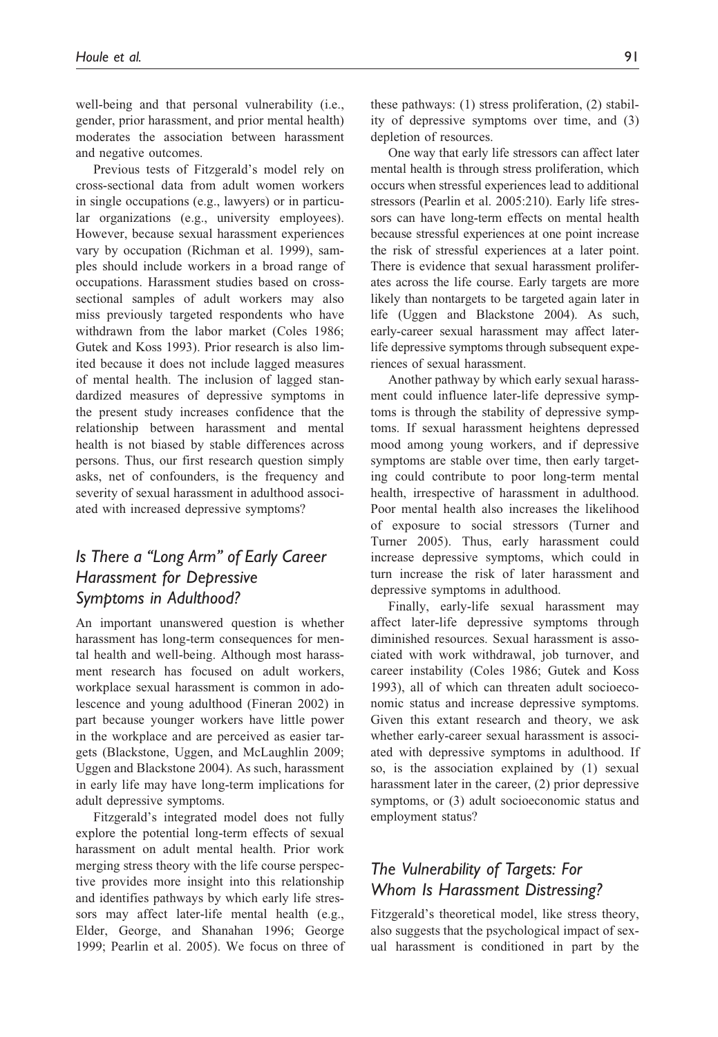well-being and that personal vulnerability (i.e., gender, prior harassment, and prior mental health) moderates the association between harassment and negative outcomes.

Previous tests of Fitzgerald's model rely on cross-sectional data from adult women workers in single occupations (e.g., lawyers) or in particular organizations (e.g., university employees). However, because sexual harassment experiences vary by occupation (Richman et al. 1999), samples should include workers in a broad range of occupations. Harassment studies based on cross-sectional samples of adult workers may also miss previously targeted respondents who have withdrawn from the labor market (Coles 1986; Gutek and Koss 1993). Prior research is also limited because it does not include lagged measures of mental health. The inclusion of lagged standardized measures of depressive symptoms in the present study increases confidence that the relationship between harassment and mental health is not biased by stable differences across persons. Thus, our first research question simply asks, net of confounders, is the frequency and severity of sexual harassment in adulthood associated with increased depressive symptoms?

## *Is There a "Long Arm" of Early Career Harassment for Depressive Symptoms in Adulthood?*

An important unanswered question is whether harassment has long-term consequences for mental health and well-being. Although most harassment research has focused on adult workers, workplace sexual harassment is common in adolescence and young adulthood (Fineran 2002) in part because younger workers have little power in the workplace and are perceived as easier targets (Blackstone, Uggen, and McLaughlin 2009; Uggen and Blackstone 2004). As such, harassment in early life may have long-term implications for adult depressive symptoms.

Fitzgerald's integrated model does not fully explore the potential long-term effects of sexual harassment on adult mental health. Prior work merging stress theory with the life course perspective provides more insight into this relationship and identifies pathways by which early life stressors may affect later-life mental health (e.g., Elder, George, and Shanahan 1996; George 1999; Pearlin et al. 2005). We focus on three of these pathways: (1) stress proliferation, (2) stability of depressive symptoms over time, and (3) depletion of resources.

One way that early life stressors can affect later mental health is through stress proliferation, which occurs when stressful experiences lead to additional stressors (Pearlin et al. 2005:210). Early life stressors can have long-term effects on mental health because stressful experiences at one point increase the risk of stressful experiences at a later point. There is evidence that sexual harassment proliferates across the life course. Early targets are more likely than nontargets to be targeted again later in life (Uggen and Blackstone 2004). As such, early-career sexual harassment may affect later-life depressive symptoms through subsequent experiences of sexual harassment.

Another pathway by which early sexual harassment could influence later-life depressive symptoms is through the stability of depressive symptoms. If sexual harassment heightens depressed mood among young workers, and if depressive symptoms are stable over time, then early targeting could contribute to poor long-term mental health, irrespective of harassment in adulthood. Poor mental health also increases the likelihood of exposure to social stressors (Turner and Turner 2005). Thus, early harassment could increase depressive symptoms, which could in turn increase the risk of later harassment and depressive symptoms in adulthood.

Finally, early-life sexual harassment may affect later-life depressive symptoms through diminished resources. Sexual harassment is associated with work withdrawal, job turnover, and career instability (Coles 1986; Gutek and Koss 1993), all of which can threaten adult socioeconomic status and increase depressive symptoms. Given this extant research and theory, we ask whether early-career sexual harassment is associated with depressive symptoms in adulthood. If so, is the association explained by (1) sexual harassment later in the career, (2) prior depressive symptoms, or (3) adult socioeconomic status and employment status?

## *The Vulnerability of Targets: For Whom Is Harassment Distressing?*

Fitzgerald's theoretical model, like stress theory, also suggests that the psychological impact of sexual harassment is conditioned in part by the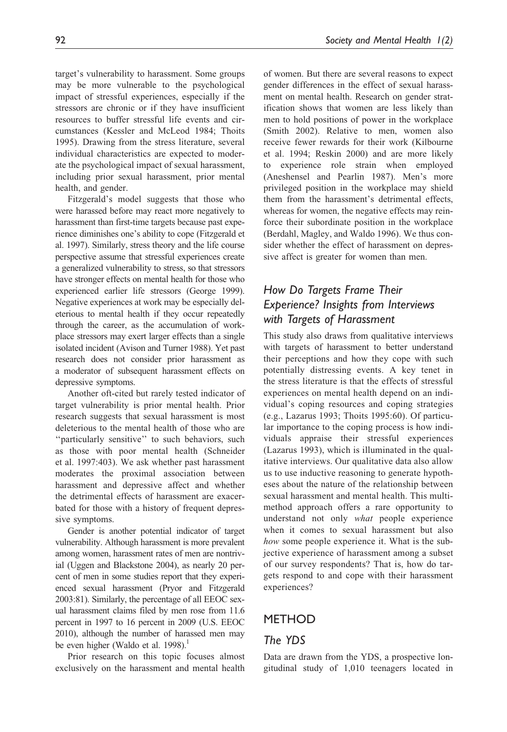target's vulnerability to harassment. Some groups may be more vulnerable to the psychological impact of stressful experiences, especially if the stressors are chronic or if they have insufficient resources to buffer stressful life events and circumstances (Kessler and McLeod 1984; Thoits 1995). Drawing from the stress literature, several individual characteristics are expected to moderate the psychological impact of sexual harassment, including prior sexual harassment, prior mental health, and gender.

Fitzgerald's model suggests that those who were harassed before may react more negatively to harassment than first-time targets because past experience diminishes one's ability to cope (Fitzgerald et al. 1997). Similarly, stress theory and the life course perspective assume that stressful experiences create a generalized vulnerability to stress, so that stressors have stronger effects on mental health for those who experienced earlier life stressors (George 1999). Negative experiences at work may be especially deleterious to mental health if they occur repeatedly through the career, as the accumulation of workplace stressors may exert larger effects than a single isolated incident (Avison and Turner 1988). Yet past research does not consider prior harassment as a moderator of subsequent harassment effects on depressive symptoms.

Another oft-cited but rarely tested indicator of target vulnerability is prior mental health. Prior research suggests that sexual harassment is most deleterious to the mental health of those who are ''particularly sensitive'' to such behaviors, such as those with poor mental health (Schneider et al. 1997:403). We ask whether past harassment moderates the proximal association between harassment and depressive affect and whether the detrimental effects of harassment are exacerbated for those with a history of frequent depressive symptoms.

Gender is another potential indicator of target vulnerability. Although harassment is more prevalent among women, harassment rates of men are nontrivial (Uggen and Blackstone 2004), as nearly 20 percent of men in some studies report that they experienced sexual harassment (Pryor and Fitzgerald 2003:81). Similarly, the percentage of all EEOC sexual harassment claims filed by men rose from 11.6 percent in 1997 to 16 percent in 2009 (U.S. EEOC 2010), although the number of harassed men may be even higher (Waldo et al. 1998).[1]

Prior research on this topic focuses almost exclusively on the harassment and mental health of women. But there are several reasons to expect gender differences in the effect of sexual harassment on mental health. Research on gender stratification shows that women are less likely than men to hold positions of power in the workplace (Smith 2002). Relative to men, women also receive fewer rewards for their work (Kilbourne et al. 1994; Reskin 2000) and are more likely to experience role strain when employed (Aneshensel and Pearlin 1987). Men's more privileged position in the workplace may shield them from the harassment's detrimental effects, whereas for women, the negative effects may reinforce their subordinate position in the workplace (Berdahl, Magley, and Waldo 1996). We thus consider whether the effect of harassment on depressive affect is greater for women than men.

## *How Do Targets Frame Their Experience? Insights from Interviews with Targets of Harassment*

This study also draws from qualitative interviews with targets of harassment to better understand their perceptions and how they cope with such potentially distressing events. A key tenet in the stress literature is that the effects of stressful experiences on mental health depend on an individual's coping resources and coping strategies (e.g., Lazarus 1993; Thoits 1995:60). Of particular importance to the coping process is how individuals appraise their stressful experiences (Lazarus 1993), which is illuminated in the qualitative interviews. Our qualitative data also allow us to use inductive reasoning to generate hypotheses about the nature of the relationship between sexual harassment and mental health. This multimethod approach offers a rare opportunity to understand not only *what* people experience when it comes to sexual harassment but also *how* some people experience it. What is the subjective experience of harassment among a subset of our survey respondents? That is, how do targets respond to and cope with their harassment experiences?

## METHOD

## *The YDS*

Data are drawn from the YDS, a prospective longitudinal study of 1,010 teenagers located in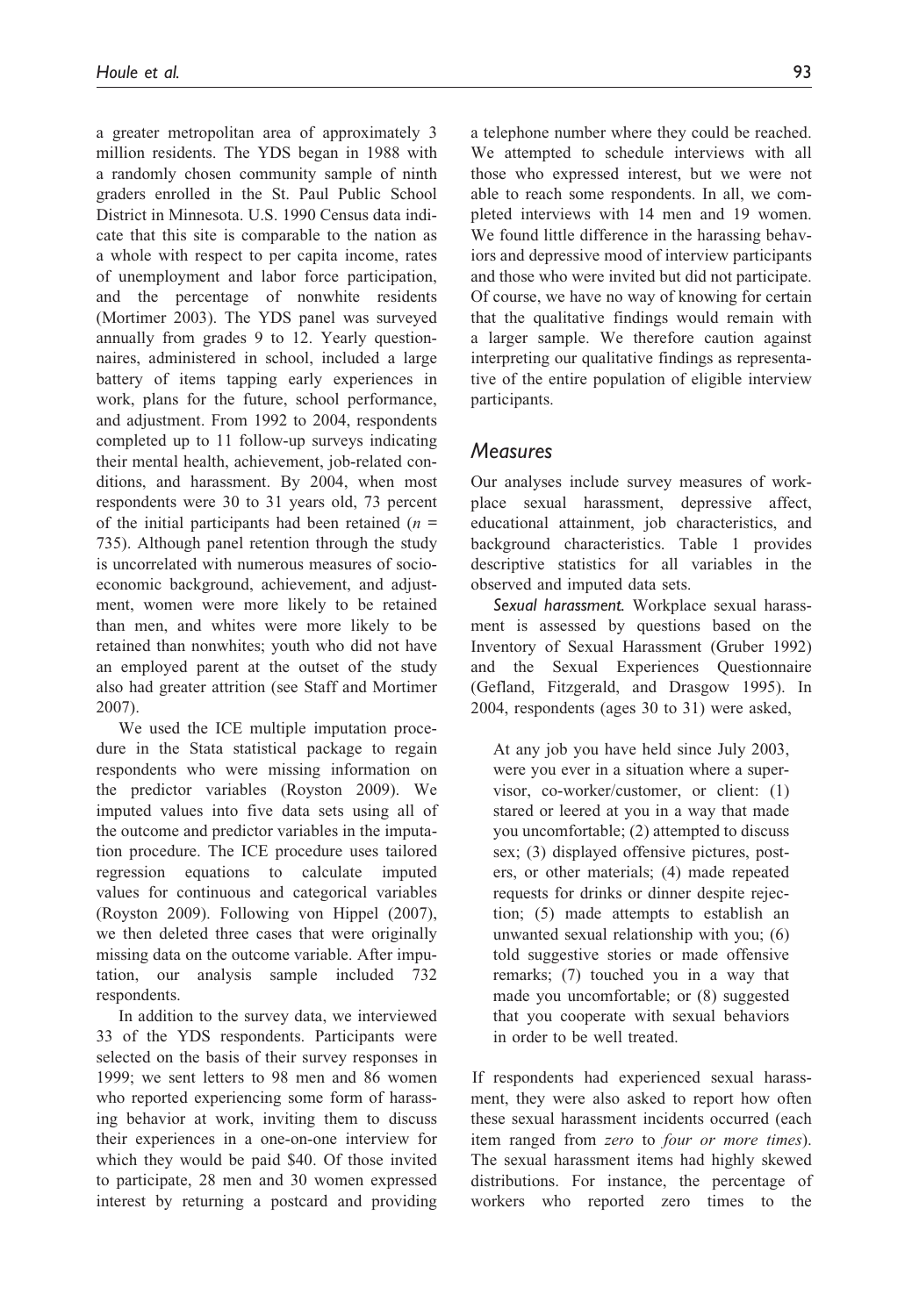a greater metropolitan area of approximately 3 million residents. The YDS began in 1988 with a randomly chosen community sample of ninth graders enrolled in the St. Paul Public School District in Minnesota. U.S. 1990 Census data indicate that this site is comparable to the nation as a whole with respect to per capita income, rates of unemployment and labor force participation, and the percentage of nonwhite residents (Mortimer 2003). The YDS panel was surveyed annually from grades 9 to 12. Yearly questionnaires, administered in school, included a large battery of items tapping early experiences in work, plans for the future, school performance, and adjustment. From 1992 to 2004, respondents completed up to 11 follow-up surveys indicating their mental health, achievement, job-related conditions, and harassment. By 2004, when most respondents were 30 to 31 years old, 73 percent of the initial participants had been retained ($n$ = 735). Although panel retention through the study is uncorrelated with numerous measures of socioeconomic background, achievement, and adjustment, women were more likely to be retained than men, and whites were more likely to be retained than nonwhites; youth who did not have an employed parent at the outset of the study also had greater attrition (see Staff and Mortimer 2007).

We used the ICE multiple imputation procedure in the Stata statistical package to regain respondents who were missing information on the predictor variables (Royston 2009). We imputed values into five data sets using all of the outcome and predictor variables in the imputation procedure. The ICE procedure uses tailored regression equations to calculate imputed values for continuous and categorical variables (Royston 2009). Following von Hippel (2007), we then deleted three cases that were originally missing data on the outcome variable. After imputation, our analysis sample included 732 respondents.

In addition to the survey data, we interviewed 33 of the YDS respondents. Participants were selected on the basis of their survey responses in 1999; we sent letters to 98 men and 86 women who reported experiencing some form of harassing behavior at work, inviting them to discuss their experiences in a one-on-one interview for which they would be paid $40. Of those invited to participate, 28 men and 30 women expressed interest by returning a postcard and providing a telephone number where they could be reached. We attempted to schedule interviews with all those who expressed interest, but we were not able to reach some respondents. In all, we completed interviews with 14 men and 19 women. We found little difference in the harassing behaviors and depressive mood of interview participants and those who were invited but did not participate. Of course, we have no way of knowing for certain that the qualitative findings would remain with a larger sample. We therefore caution against interpreting our qualitative findings as representative of the entire population of eligible interview participants.

## Measures

Our analyses include survey measures of workplace sexual harassment, depressive affect, educational attainment, job characteristics, and background characteristics. Table 1 provides descriptive statistics for all variables in the observed and imputed data sets.

***Sexual harassment.*** Workplace sexual harassment is assessed by questions based on the Inventory of Sexual Harassment (Gruber 1992) and the Sexual Experiences Questionnaire (Gefland, Fitzgerald, and Drasgow 1995). In 2004, respondents (ages 30 to 31) were asked,

> At any job you have held since July 2003, were you ever in a situation where a supervisor, co-worker/customer, or client: (1) stared or leered at you in a way that made you uncomfortable; (2) attempted to discuss sex; (3) displayed offensive pictures, posters, or other materials; (4) made repeated requests for drinks or dinner despite rejection; (5) made attempts to establish an unwanted sexual relationship with you; (6) told suggestive stories or made offensive remarks; (7) touched you in a way that made you uncomfortable; or (8) suggested that you cooperate with sexual behaviors in order to be well treated.

If respondents had experienced sexual harassment, they were also asked to report how often these sexual harassment incidents occurred (each item ranged from *zero* to *four or more times*). The sexual harassment items had highly skewed distributions. For instance, the percentage of workers who reported zero times to the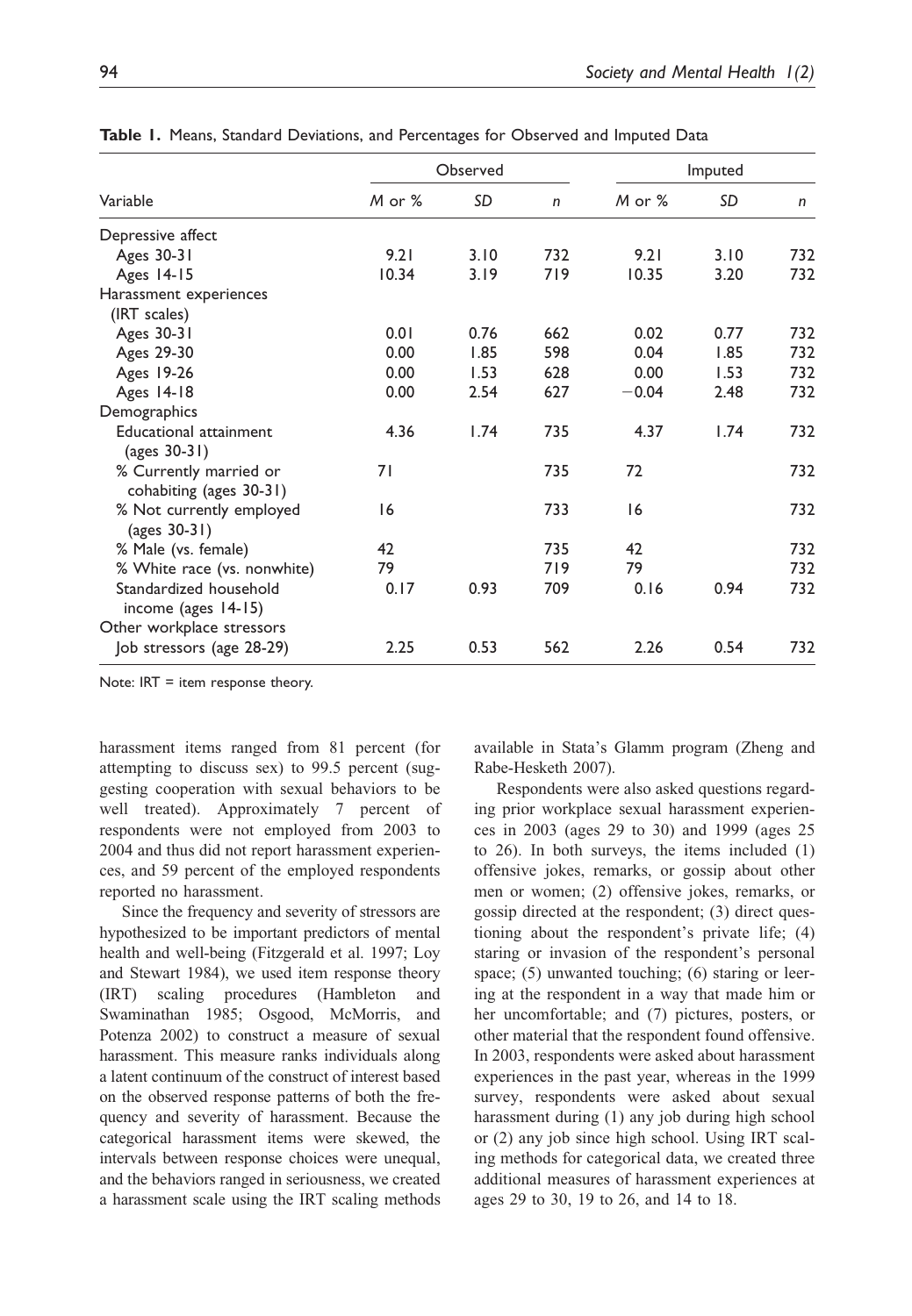**Table 1.** Means, Standard Deviations, and Percentages for Observed and Imputed Data

| Variable | Observed | | | Imputed | | |
|---|---|---|---|---|---|---|
| | M or % | SD | n | M or % | SD | n |
| Depressive affect | | | | | | |
| Ages 30-31 | 9.21 | 3.10 | 732 | 9.21 | 3.10 | 732 |
| Ages 14-15 | 10.34 | 3.19 | 719 | 10.35 | 3.20 | 732 |
| Harassment experiences (IRT scales) | | | | | | |
| Ages 30-31 | 0.01 | 0.76 | 662 | 0.02 | 0.77 | 732 |
| Ages 29-30 | 0.00 | 1.85 | 598 | 0.04 | 1.85 | 732 |
| Ages 19-26 | 0.00 | 1.53 | 628 | 0.00 | 1.53 | 732 |
| Ages 14-18 | 0.00 | 2.54 | 627 | −0.04 | 2.48 | 732 |
| Demographics | | | | | | |
| Educational attainment (ages 30-31) | 4.36 | 1.74 | 735 | 4.37 | 1.74 | 732 |
| % Currently married or cohabiting (ages 30-31) | 71 | | 735 | 72 | | 732 |
| % Not currently employed (ages 30-31) | 16 | | 733 | 16 | | 732 |
| % Male (vs. female) | 42 | | 735 | 42 | | 732 |
| % White race (vs. nonwhite) | 79 | | 719 | 79 | | 732 |
| Standardized household income (ages 14-15) | 0.17 | 0.93 | 709 | 0.16 | 0.94 | 732 |
| Other workplace stressors | | | | | | |
| Job stressors (age 28-29) | 2.25 | 0.53 | 562 | 2.26 | 0.54 | 732 |

Note: IRT = item response theory.

harassment items ranged from 81 percent (for attempting to discuss sex) to 99.5 percent (suggesting cooperation with sexual behaviors to be well treated). Approximately 7 percent of respondents were not employed from 2003 to 2004 and thus did not report harassment experiences, and 59 percent of the employed respondents reported no harassment.

Since the frequency and severity of stressors are hypothesized to be important predictors of mental health and well-being (Fitzgerald et al. 1997; Loy and Stewart 1984), we used item response theory (IRT) scaling procedures (Hambleton and Swaminathan 1985; Osgood, McMorris, and Potenza 2002) to construct a measure of sexual harassment. This measure ranks individuals along a latent continuum of the construct of interest based on the observed response patterns of both the frequency and severity of harassment. Because the categorical harassment items were skewed, the intervals between response choices were unequal, and the behaviors ranged in seriousness, we created a harassment scale using the IRT scaling methods available in Stata's Glamm program (Zheng and Rabe-Hesketh 2007).

Respondents were also asked questions regarding prior workplace sexual harassment experiences in 2003 (ages 29 to 30) and 1999 (ages 25 to 26). In both surveys, the items included (1) offensive jokes, remarks, or gossip about other men or women; (2) offensive jokes, remarks, or gossip directed at the respondent; (3) direct questioning about the respondent's private life; (4) staring or invasion of the respondent's personal space; (5) unwanted touching; (6) staring or leering at the respondent in a way that made him or her uncomfortable; and (7) pictures, posters, or other material that the respondent found offensive. In 2003, respondents were asked about harassment experiences in the past year, whereas in the 1999 survey, respondents were asked about sexual harassment during (1) any job during high school or (2) any job since high school. Using IRT scaling methods for categorical data, we created three additional measures of harassment experiences at ages 29 to 30, 19 to 26, and 14 to 18.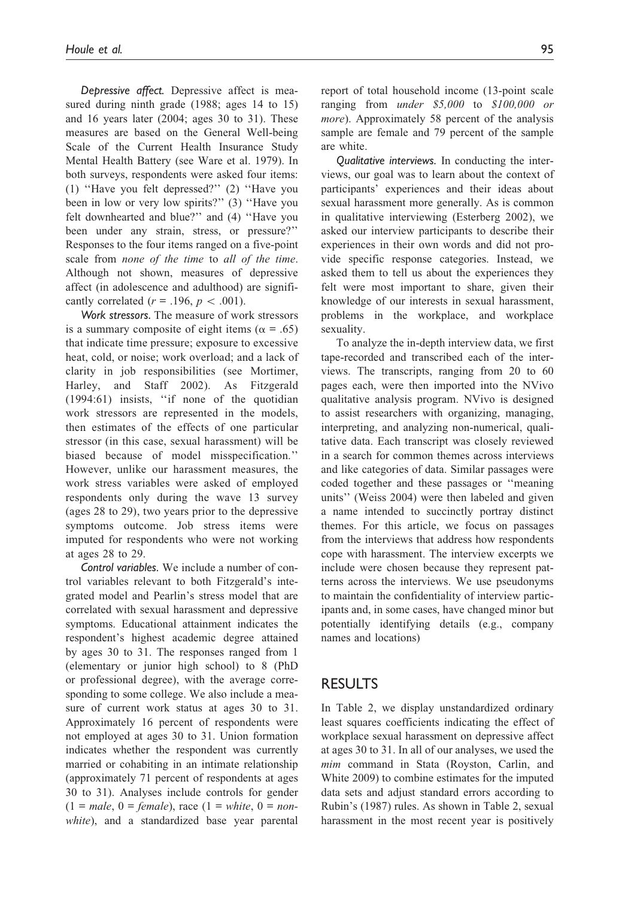*Depressive affect.* Depressive affect is measured during ninth grade (1988; ages 14 to 15) and 16 years later (2004; ages 30 to 31). These measures are based on the General Well-being Scale of the Current Health Insurance Study Mental Health Battery (see Ware et al. 1979). In both surveys, respondents were asked four items: (1) ''Have you felt depressed?'' (2) ''Have you been in low or very low spirits?'' (3) ''Have you felt downhearted and blue?'' and (4) ''Have you been under any strain, stress, or pressure?'' Responses to the four items ranged on a five-point scale from *none of the time* to *all of the time*. Although not shown, measures of depressive affect (in adolescence and adulthood) are significantly correlated ($r = .196$, $p < .001$).

*Work stressors.* The measure of work stressors is a summary composite of eight items ($\alpha = .65$) that indicate time pressure; exposure to excessive heat, cold, or noise; work overload; and a lack of clarity in job responsibilities (see Mortimer, Harley, and Staff 2002). As Fitzgerald (1994:61) insists, ''if none of the quotidian work stressors are represented in the models, then estimates of the effects of one particular stressor (in this case, sexual harassment) will be biased because of model misspecification.'' However, unlike our harassment measures, the work stress variables were asked of employed respondents only during the wave 13 survey (ages 28 to 29), two years prior to the depressive symptoms outcome. Job stress items were imputed for respondents who were not working at ages 28 to 29.

*Control variables.* We include a number of control variables relevant to both Fitzgerald's integrated model and Pearlin's stress model that are correlated with sexual harassment and depressive symptoms. Educational attainment indicates the respondent's highest academic degree attained by ages 30 to 31. The responses ranged from 1 (elementary or junior high school) to 8 (PhD or professional degree), with the average corresponding to some college. We also include a measure of current work status at ages 30 to 31. Approximately 16 percent of respondents were not employed at ages 30 to 31. Union formation indicates whether the respondent was currently married or cohabiting in an intimate relationship (approximately 71 percent of respondents at ages 30 to 31). Analyses include controls for gender (1 = *male*, 0 = *female*), race (1 = *white*, 0 = *nonwhite*), and a standardized base year parental report of total household income (13-point scale ranging from *under $5,000* to *$100,000 or more*). Approximately 58 percent of the analysis sample are female and 79 percent of the sample are white.

*Qualitative interviews.* In conducting the interviews, our goal was to learn about the context of participants' experiences and their ideas about sexual harassment more generally. As is common in qualitative interviewing (Esterberg 2002), we asked our interview participants to describe their experiences in their own words and did not provide specific response categories. Instead, we asked them to tell us about the experiences they felt were most important to share, given their knowledge of our interests in sexual harassment, problems in the workplace, and workplace sexuality.

To analyze the in-depth interview data, we first tape-recorded and transcribed each of the interviews. The transcripts, ranging from 20 to 60 pages each, were then imported into the NVivo qualitative analysis program. NVivo is designed to assist researchers with organizing, managing, interpreting, and analyzing non-numerical, qualitative data. Each transcript was closely reviewed in a search for common themes across interviews and like categories of data. Similar passages were coded together and these passages or ''meaning units'' (Weiss 2004) were then labeled and given a name intended to succinctly portray distinct themes. For this article, we focus on passages from the interviews that address how respondents cope with harassment. The interview excerpts we include were chosen because they represent patterns across the interviews. We use pseudonyms to maintain the confidentiality of interview participants and, in some cases, have changed minor but potentially identifying details (e.g., company names and locations)

## RESULTS

In Table 2, we display unstandardized ordinary least squares coefficients indicating the effect of workplace sexual harassment on depressive affect at ages 30 to 31. In all of our analyses, we used the *mim* command in Stata (Royston, Carlin, and White 2009) to combine estimates for the imputed data sets and adjust standard errors according to Rubin's (1987) rules. As shown in Table 2, sexual harassment in the most recent year is positively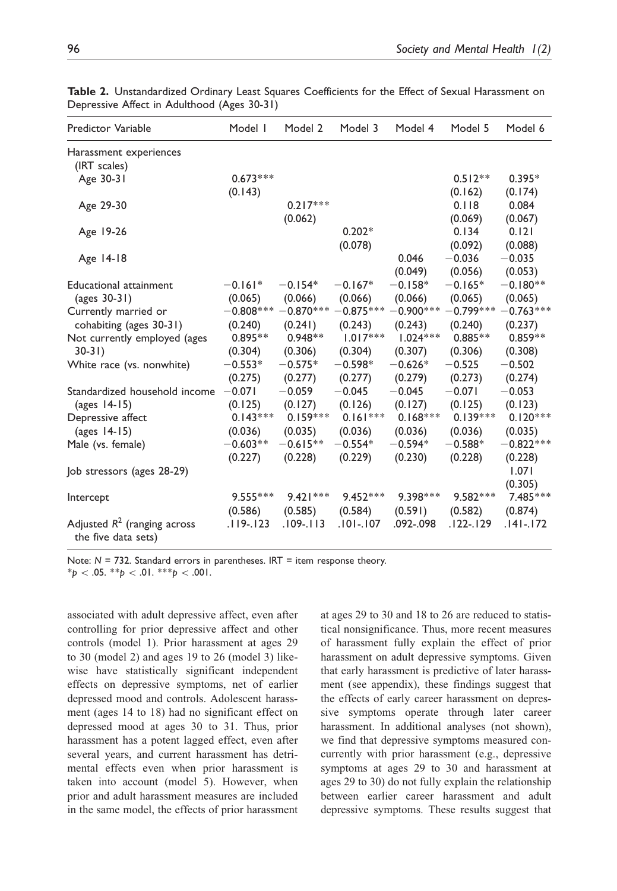**Table 2.** Unstandardized Ordinary Least Squares Coefficients for the Effect of Sexual Harassment on Depressive Affect in Adulthood (Ages 30-31)

| Predictor Variable | Model 1 | Model 2 | Model 3 | Model 4 | Model 5 | Model 6 |
|---|---|---|---|---|---|---|
| Harassment experiences (IRT scales) | | | | | | |
| Age 30-31 | 0.673*** | | | | 0.512** | 0.395* |
| | (0.143) | | | | (0.162) | (0.174) |
| Age 29-30 | | 0.217*** | | | 0.118 | 0.084 |
| | | (0.062) | | | (0.069) | (0.067) |
| Age 19-26 | | | 0.202* | | 0.134 | 0.121 |
| | | | (0.078) | | (0.092) | (0.088) |
| Age 14-18 | | | | 0.046 | −0.036 | −0.035 |
| | | | | (0.049) | (0.056) | (0.053) |
| Educational attainment | −0.161* | −0.154* | −0.167* | −0.158* | −0.165* | −0.180** |
| (ages 30-31) | (0.065) | (0.066) | (0.066) | (0.066) | (0.065) | (0.065) |
| Currently married or | −0.808*** | −0.870*** | −0.875*** | −0.900*** | −0.799*** | −0.763*** |
| cohabiting (ages 30-31) | (0.240) | (0.241) | (0.243) | (0.243) | (0.240) | (0.237) |
| Not currently employed (ages | 0.895** | 0.948** | 1.017*** | 1.024*** | 0.885** | 0.859** |
| 30-31) | (0.304) | (0.306) | (0.304) | (0.307) | (0.306) | (0.308) |
| White race (vs. nonwhite) | −0.553* | −0.575* | −0.598* | −0.626* | −0.525 | −0.502 |
| | (0.275) | (0.277) | (0.277) | (0.279) | (0.273) | (0.274) |
| Standardized household income | −0.071 | −0.059 | −0.045 | −0.045 | −0.071 | −0.053 |
| (ages 14-15) | (0.125) | (0.127) | (0.126) | (0.127) | (0.125) | (0.123) |
| Depressive affect | 0.143*** | 0.159*** | 0.161*** | 0.168*** | 0.139*** | 0.120*** |
| (ages 14-15) | (0.036) | (0.035) | (0.036) | (0.036) | (0.036) | (0.035) |
| Male (vs. female) | −0.603** | −0.615** | −0.554* | −0.594* | −0.588* | −0.822*** |
| | (0.227) | (0.228) | (0.229) | (0.230) | (0.228) | (0.228) |
| Job stressors (ages 28-29) | | | | | | 1.071 |
| | | | | | | (0.305) |
| Intercept | 9.555*** | 9.421*** | 9.452*** | 9.398*** | 9.582*** | 7.485*** |
| | (0.586) | (0.585) | (0.584) | (0.591) | (0.582) | (0.874) |
| Adjusted $R^2$ (ranging across the five data sets) | .119-.123 | .109-.113 | .101-.107 | .092-.098 | .122-.129 | .141-.172 |

Note: $N = 732$. Standard errors in parentheses. IRT = item response theory.
$*p < .05$. $**p < .01$. $***p < .001$.

associated with adult depressive affect, even after controlling for prior depressive affect and other controls (model 1). Prior harassment at ages 29 to 30 (model 2) and ages 19 to 26 (model 3) likewise have statistically significant independent effects on depressive symptoms, net of earlier depressed mood and controls. Adolescent harassment (ages 14 to 18) had no significant effect on depressed mood at ages 30 to 31. Thus, prior harassment has a potent lagged effect, even after several years, and current harassment has detrimental effects even when prior harassment is taken into account (model 5). However, when prior and adult harassment measures are included in the same model, the effects of prior harassment at ages 29 to 30 and 18 to 26 are reduced to statistical nonsignificance. Thus, more recent measures of harassment fully explain the effect of prior harassment on adult depressive symptoms. Given that early harassment is predictive of later harassment (see appendix), these findings suggest that the effects of early career harassment on depressive symptoms operate through later career harassment. In additional analyses (not shown), we find that depressive symptoms measured concurrently with prior harassment (e.g., depressive symptoms at ages 29 to 30 and harassment at ages 29 to 30) do not fully explain the relationship between earlier career harassment and adult depressive symptoms. These results suggest that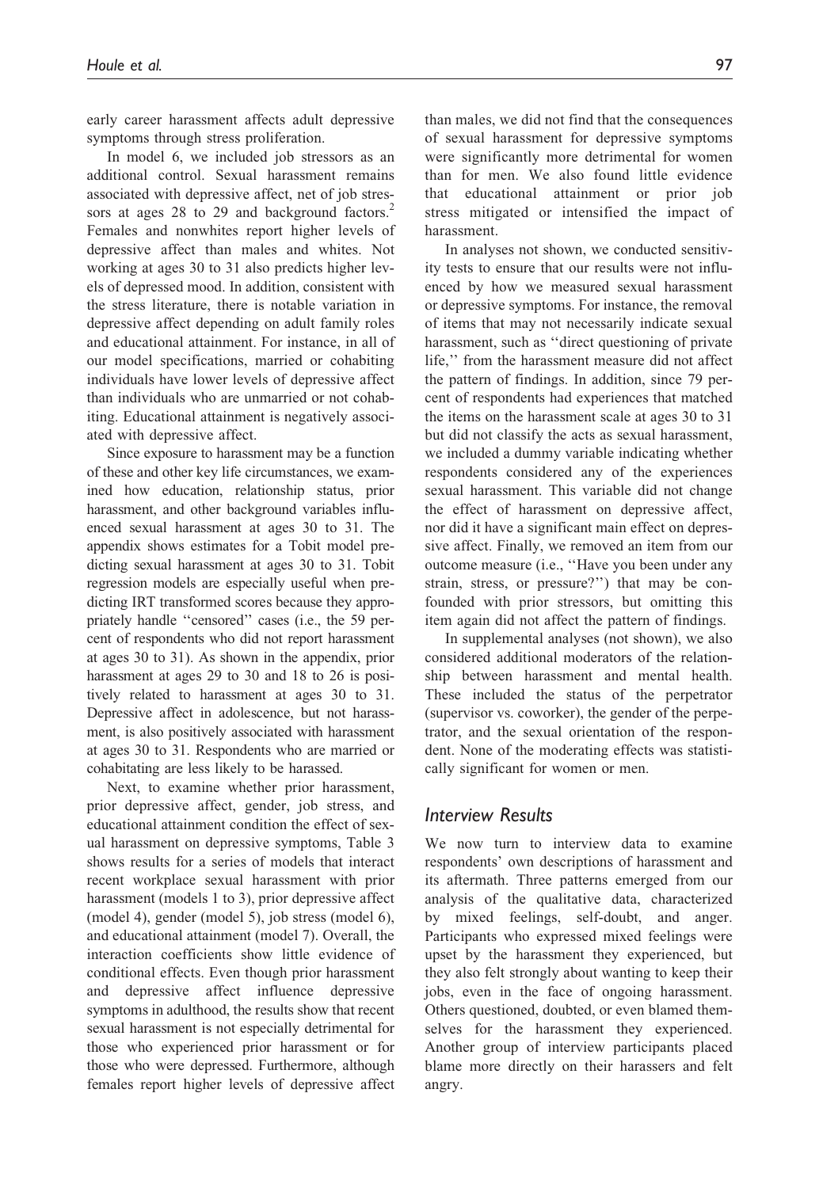early career harassment affects adult depressive symptoms through stress proliferation.

In model 6, we included job stressors as an additional control. Sexual harassment remains associated with depressive affect, net of job stressors at ages 28 to 29 and background factors.[2] Females and nonwhites report higher levels of depressive affect than males and whites. Not working at ages 30 to 31 also predicts higher levels of depressed mood. In addition, consistent with the stress literature, there is notable variation in depressive affect depending on adult family roles and educational attainment. For instance, in all of our model specifications, married or cohabiting individuals have lower levels of depressive affect than individuals who are unmarried or not cohabiting. Educational attainment is negatively associated with depressive affect.

Since exposure to harassment may be a function of these and other key life circumstances, we examined how education, relationship status, prior harassment, and other background variables influenced sexual harassment at ages 30 to 31. The appendix shows estimates for a Tobit model predicting sexual harassment at ages 30 to 31. Tobit regression models are especially useful when predicting IRT transformed scores because they appropriately handle ''censored'' cases (i.e., the 59 percent of respondents who did not report harassment at ages 30 to 31). As shown in the appendix, prior harassment at ages 29 to 30 and 18 to 26 is positively related to harassment at ages 30 to 31. Depressive affect in adolescence, but not harassment, is also positively associated with harassment at ages 30 to 31. Respondents who are married or cohabitating are less likely to be harassed.

Next, to examine whether prior harassment, prior depressive affect, gender, job stress, and educational attainment condition the effect of sexual harassment on depressive symptoms, Table 3 shows results for a series of models that interact recent workplace sexual harassment with prior harassment (models 1 to 3), prior depressive affect (model 4), gender (model 5), job stress (model 6), and educational attainment (model 7). Overall, the interaction coefficients show little evidence of conditional effects. Even though prior harassment and depressive affect influence depressive symptoms in adulthood, the results show that recent sexual harassment is not especially detrimental for those who experienced prior harassment or for those who were depressed. Furthermore, although females report higher levels of depressive affect than males, we did not find that the consequences of sexual harassment for depressive symptoms were significantly more detrimental for women than for men. We also found little evidence that educational attainment or prior job stress mitigated or intensified the impact of harassment.

In analyses not shown, we conducted sensitivity tests to ensure that our results were not influenced by how we measured sexual harassment or depressive symptoms. For instance, the removal of items that may not necessarily indicate sexual harassment, such as ''direct questioning of private life,'' from the harassment measure did not affect the pattern of findings. In addition, since 79 percent of respondents had experiences that matched the items on the harassment scale at ages 30 to 31 but did not classify the acts as sexual harassment, we included a dummy variable indicating whether respondents considered any of the experiences sexual harassment. This variable did not change the effect of harassment on depressive affect, nor did it have a significant main effect on depressive affect. Finally, we removed an item from our outcome measure (i.e., ''Have you been under any strain, stress, or pressure?'') that may be confounded with prior stressors, but omitting this item again did not affect the pattern of findings.

In supplemental analyses (not shown), we also considered additional moderators of the relationship between harassment and mental health. These included the status of the perpetrator (supervisor vs. coworker), the gender of the perpetrator, and the sexual orientation of the respondent. None of the moderating effects was statistically significant for women or men.

## Interview Results

We now turn to interview data to examine respondents' own descriptions of harassment and its aftermath. Three patterns emerged from our analysis of the qualitative data, characterized by mixed feelings, self-doubt, and anger. Participants who expressed mixed feelings were upset by the harassment they experienced, but they also felt strongly about wanting to keep their jobs, even in the face of ongoing harassment. Others questioned, doubted, or even blamed themselves for the harassment they experienced. Another group of interview participants placed blame more directly on their harassers and felt angry.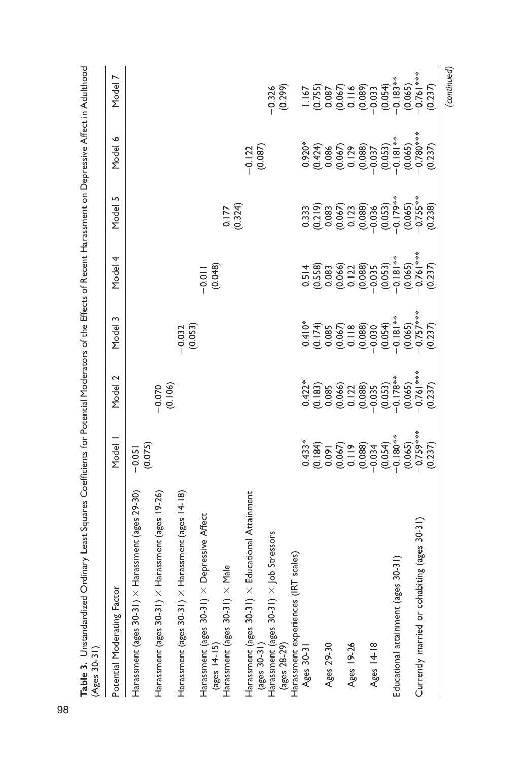**Table 3.** Unstandardized Ordinary Least Squares Coefficients for Potential Moderators of the Effects of Recent Harassment on Depressive Affect in Adulthood (Ages 30-31)

| Potential Moderating Factor | Model 1 | Model 2 | Model 3 | Model 4 | Model 5 | Model 6 | Model 7 |
|---|---|---|---|---|---|---|---|
| Harassment (ages 30-31) × Harassment (ages 29-30) | −0.051 | | | | | | |
| | (0.075) | | | | | | |
| Harassment (ages 30-31) × Harassment (ages 19-26) | | −0.070 | | | | | |
| | | (0.106) | | | | | |
| Harassment (ages 30-31) × Harassment (ages 14-18) | | | −0.032 | | | | |
| | | | (0.053) | | | | |
| Harassment (ages 30-31) × Depressive Affect (ages 14-15) | | | | −0.011 | | | |
| | | | | (0.048) | | | |
| Harassment (ages 30-31) × Male | | | | | 0.177 | | |
| | | | | | (0.324) | | |
| Harassment (ages 30-31) × Educational Attainment (ages 30-31) | | | | | | −0.122 | |
| | | | | | | (0.087) | |
| Harassment (ages 30-31) × Job Stressors (ages 28-29) | | | | | | | −0.326 |
| | | | | | | | (0.299) |
| Harassment experiences (IRT scales) | | | | | | | |
| Ages 30-31 | 0.433* | 0.422* | 0.410* | 0.514 | 0.333 | 0.920* | 1.167 |
| | (0.184) | (0.183) | (0.174) | (0.558) | (0.219) | (0.424) | (0.755) |
| Ages 29-30 | 0.091 | 0.085 | 0.085 | 0.083 | 0.083 | 0.086 | 0.087 |
| | (0.067) | (0.066) | (0.067) | (0.066) | (0.067) | (0.067) | (0.067) |
| Ages 19-26 | 0.119 | 0.122 | 0.118 | 0.122 | 0.123 | 0.129 | 0.116 |
| | (0.088) | (0.088) | (0.088) | (0.088) | (0.088) | (0.088) | (0.089) |
| Ages 14-18 | −0.034 | −0.035 | −0.030 | −0.035 | −0.036 | −0.037 | −0.033 |
| | (0.054) | (0.053) | (0.054) | (0.053) | (0.053) | (0.053) | (0.054) |
| Educational attainment (ages 30-31) | −0.180** | −0.178** | −0.181** | −0.181** | −0.179** | −0.181** | −0.183** |
| | (0.065) | (0.065) | (0.065) | (0.065) | (0.065) | (0.065) | (0.065) |
| Currently married or cohabiting (ages 30-31) | −0.759*** | −0.761*** | −0.757*** | −0.761*** | −0.755** | −0.780*** | −0.761*** |
| | (0.237) | (0.237) | (0.237) | (0.237) | (0.238) | (0.237) | (0.237) |

*(continued)*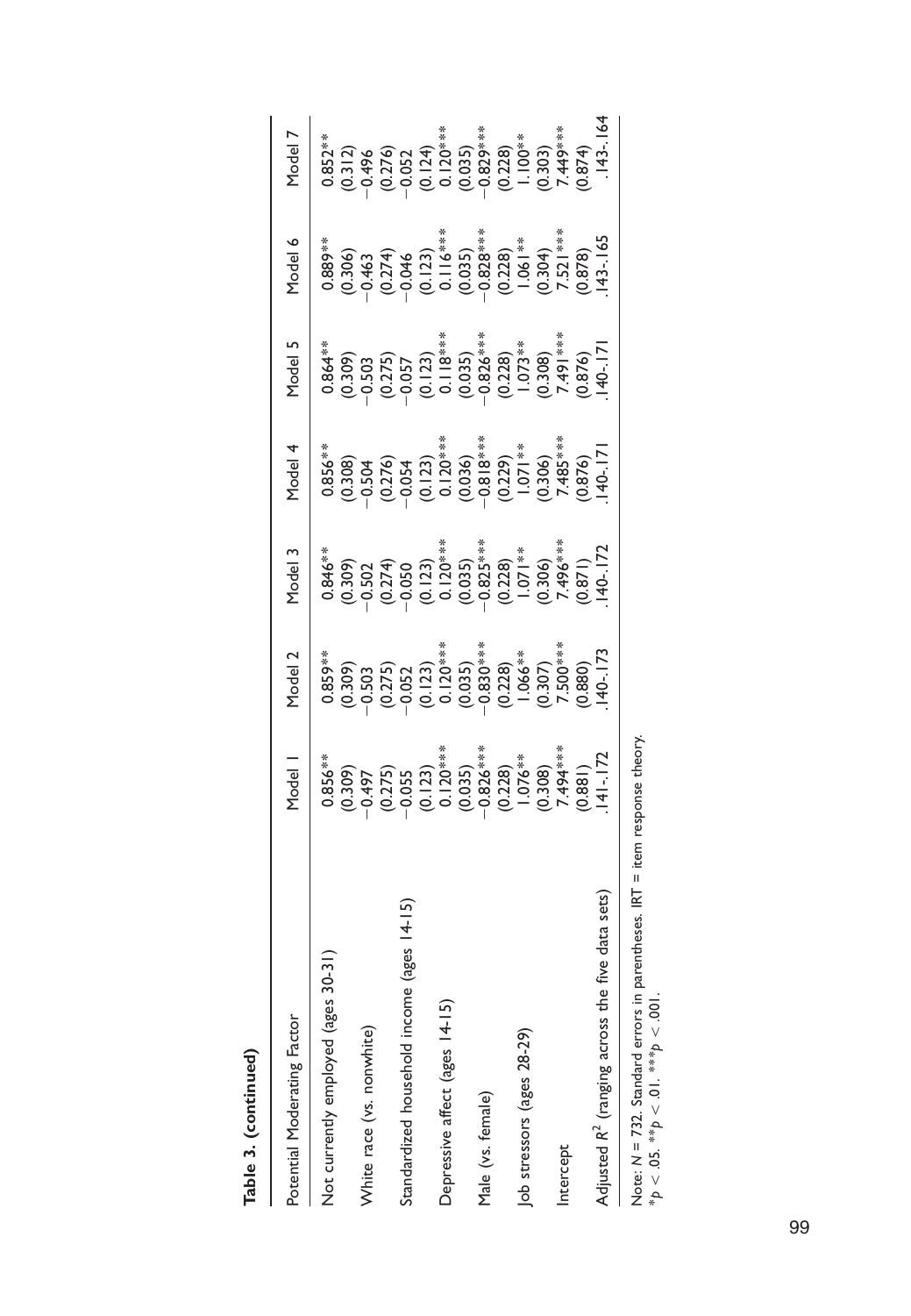**Table 3. (continued)**

| Potential Moderating Factor | Model 1 | Model 2 | Model 3 | Model 4 | Model 5 | Model 6 | Model 7 |
|---|---|---|---|---|---|---|---|
| Not currently employed (ages 30-31) | 0.856** | 0.859** | 0.846** | 0.856** | 0.864** | 0.889** | 0.852** |
| | (0.309) | (0.309) | (0.309) | (0.308) | (0.309) | (0.306) | (0.312) |
| White race (vs. nonwhite) | −0.497 | −0.503 | −0.502 | −0.504 | −0.503 | −0.463 | −0.496 |
| | (0.275) | (0.275) | (0.274) | (0.276) | (0.275) | (0.274) | (0.276) |
| Standardized household income (ages 14-15) | −0.055 | −0.052 | −0.050 | −0.054 | −0.057 | −0.046 | −0.052 |
| | (0.123) | (0.123) | (0.123) | (0.123) | (0.123) | (0.123) | (0.124) |
| Depressive affect (ages 14-15) | 0.120*** | 0.120*** | 0.120*** | 0.120*** | 0.118*** | 0.116*** | 0.120*** |
| | (0.035) | (0.035) | (0.035) | (0.036) | (0.035) | (0.035) | (0.035) |
| Male (vs. female) | −0.826*** | −0.830*** | −0.825*** | −0.818*** | −0.826*** | −0.828*** | −0.829*** |
| | (0.228) | (0.228) | (0.228) | (0.229) | (0.228) | (0.228) | (0.228) |
| Job stressors (ages 28-29) | 1.076** | 1.066** | 1.071** | 1.071** | 1.073** | 1.061** | 1.100** |
| | (0.308) | (0.307) | (0.306) | (0.306) | (0.308) | (0.304) | (0.303) |
| Intercept | 7.494*** | 7.500*** | 7.496*** | 7.485*** | 7.491*** | 7.521*** | 7.449*** |
| | (0.881) | (0.880) | (0.871) | (0.876) | (0.876) | (0.878) | (0.874) |
| Adjusted $R^2$ (ranging across the five data sets) | .141-.172 | .140-.173 | .140-.172 | .140-.171 | .140-.171 | .143-.165 | .143-.164 |

Note: $N = 732$. Standard errors in parentheses. IRT = item response theory.
$*p < .05$. $**p < .01$. $***p < .001$.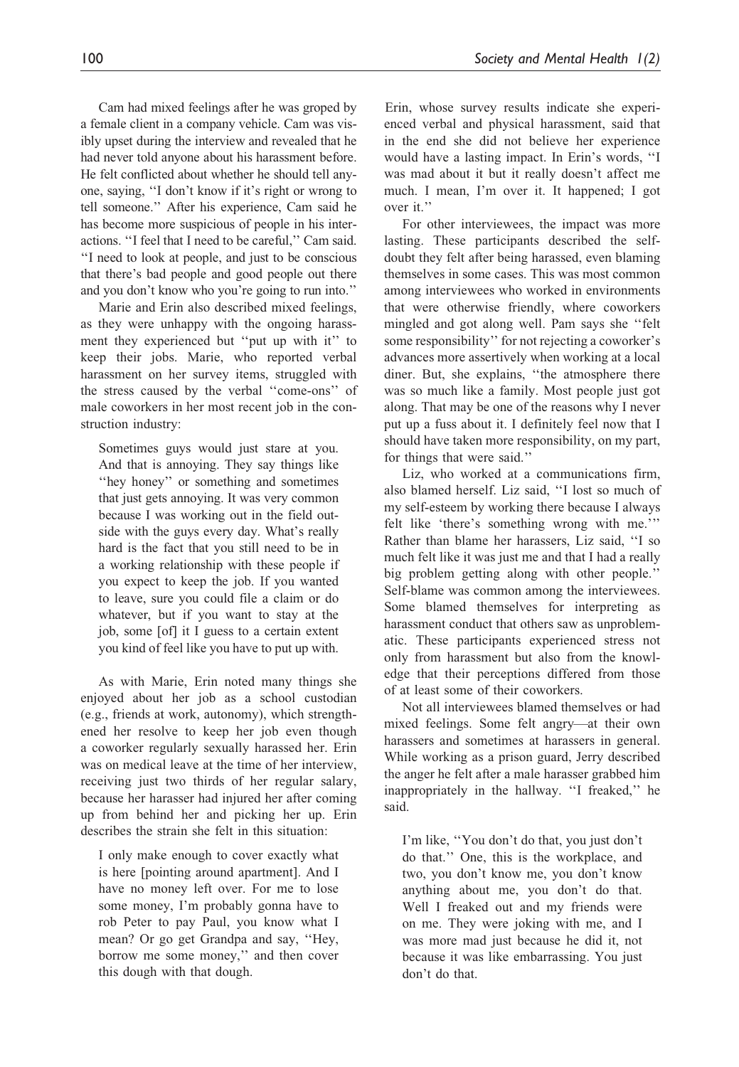Cam had mixed feelings after he was groped by a female client in a company vehicle. Cam was visibly upset during the interview and revealed that he had never told anyone about his harassment before. He felt conflicted about whether he should tell anyone, saying, ''I don't know if it's right or wrong to tell someone.'' After his experience, Cam said he has become more suspicious of people in his interactions. ''I feel that I need to be careful,'' Cam said. ''I need to look at people, and just to be conscious that there's bad people and good people out there and you don't know who you're going to run into.''

Marie and Erin also described mixed feelings, as they were unhappy with the ongoing harassment they experienced but ''put up with it'' to keep their jobs. Marie, who reported verbal harassment on her survey items, struggled with the stress caused by the verbal ''come-ons'' of male coworkers in her most recent job in the construction industry:

> Sometimes guys would just stare at you. And that is annoying. They say things like ''hey honey'' or something and sometimes that just gets annoying. It was very common because I was working out in the field outside with the guys every day. What's really hard is the fact that you still need to be in a working relationship with these people if you expect to keep the job. If you wanted to leave, sure you could file a claim or do whatever, but if you want to stay at the job, some [of] it I guess to a certain extent you kind of feel like you have to put up with.

As with Marie, Erin noted many things she enjoyed about her job as a school custodian (e.g., friends at work, autonomy), which strengthened her resolve to keep her job even though a coworker regularly sexually harassed her. Erin was on medical leave at the time of her interview, receiving just two thirds of her regular salary, because her harasser had injured her after coming up from behind her and picking her up. Erin describes the strain she felt in this situation:

> I only make enough to cover exactly what is here [pointing around apartment]. And I have no money left over. For me to lose some money, I'm probably gonna have to rob Peter to pay Paul, you know what I mean? Or go get Grandpa and say, ''Hey, borrow me some money,'' and then cover this dough with that dough.

Erin, whose survey results indicate she experienced verbal and physical harassment, said that in the end she did not believe her experience would have a lasting impact. In Erin's words, ''I was mad about it but it really doesn't affect me much. I mean, I'm over it. It happened; I got over it.''

For other interviewees, the impact was more lasting. These participants described the self-doubt they felt after being harassed, even blaming themselves in some cases. This was most common among interviewees who worked in environments that were otherwise friendly, where coworkers mingled and got along well. Pam says she ''felt some responsibility'' for not rejecting a coworker's advances more assertively when working at a local diner. But, she explains, ''the atmosphere there was so much like a family. Most people just got along. That may be one of the reasons why I never put up a fuss about it. I definitely feel now that I should have taken more responsibility, on my part, for things that were said.''

Liz, who worked at a communications firm, also blamed herself. Liz said, ''I lost so much of my self-esteem by working there because I always felt like 'there's something wrong with me.''' Rather than blame her harassers, Liz said, ''I so much felt like it was just me and that I had a really big problem getting along with other people.'' Self-blame was common among the interviewees. Some blamed themselves for interpreting as harassment conduct that others saw as unproblematic. These participants experienced stress not only from harassment but also from the knowledge that their perceptions differed from those of at least some of their coworkers.

Not all interviewees blamed themselves or had mixed feelings. Some felt angry—at their own harassers and sometimes at harassers in general. While working as a prison guard, Jerry described the anger he felt after a male harasser grabbed him inappropriately in the hallway. ''I freaked,'' he said.

> I'm like, ''You don't do that, you just don't do that.'' One, this is the workplace, and two, you don't know me, you don't know anything about me, you don't do that. Well I freaked out and my friends were on me. They were joking with me, and I was more mad just because he did it, not because it was like embarrassing. You just don't do that.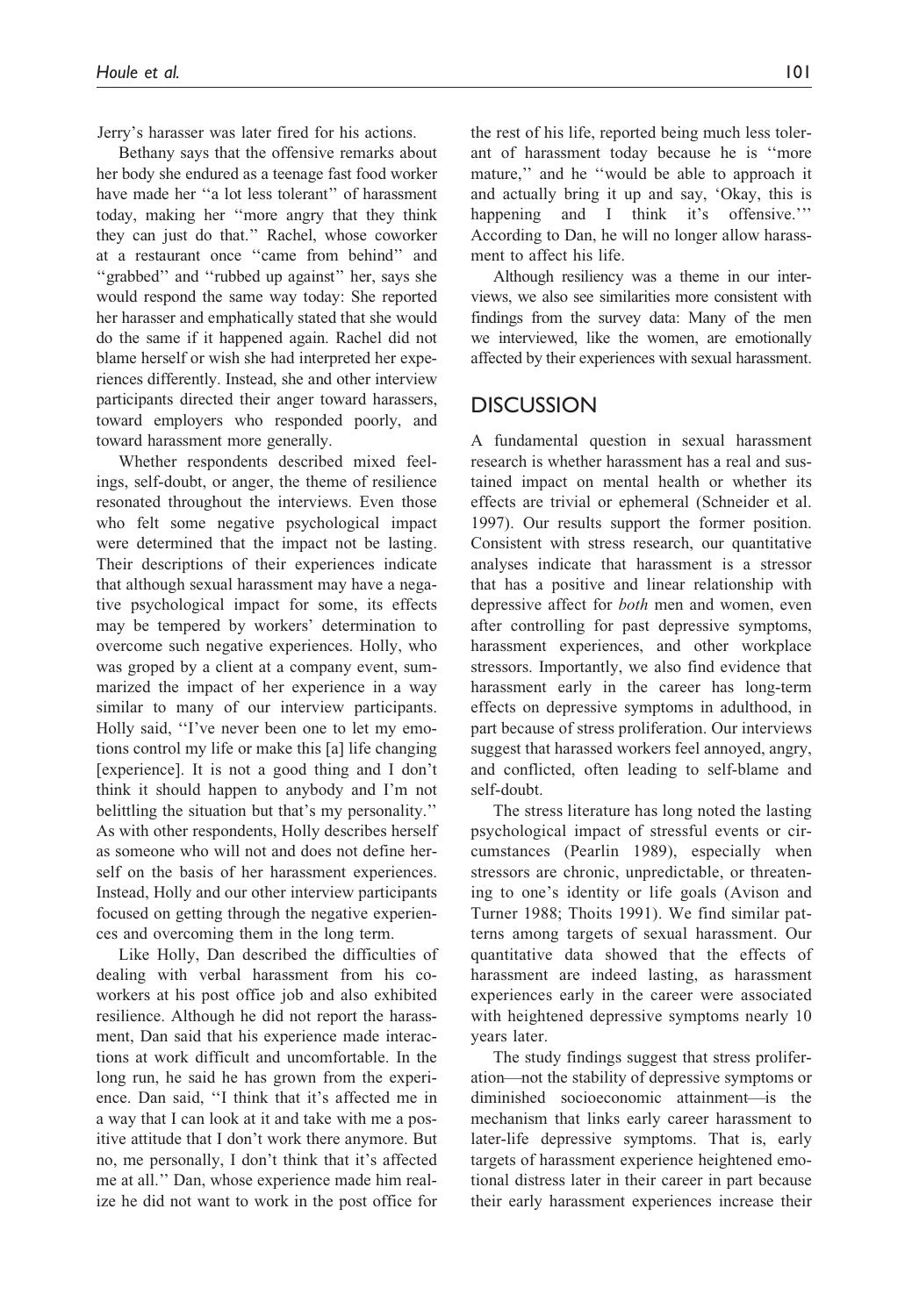Jerry's harasser was later fired for his actions.

Bethany says that the offensive remarks about her body she endured as a teenage fast food worker have made her ''a lot less tolerant'' of harassment today, making her ''more angry that they think they can just do that.'' Rachel, whose coworker at a restaurant once ''came from behind'' and ''grabbed'' and ''rubbed up against'' her, says she would respond the same way today: She reported her harasser and emphatically stated that she would do the same if it happened again. Rachel did not blame herself or wish she had interpreted her experiences differently. Instead, she and other interview participants directed their anger toward harassers, toward employers who responded poorly, and toward harassment more generally.

Whether respondents described mixed feelings, self-doubt, or anger, the theme of resilience resonated throughout the interviews. Even those who felt some negative psychological impact were determined that the impact not be lasting. Their descriptions of their experiences indicate that although sexual harassment may have a negative psychological impact for some, its effects may be tempered by workers' determination to overcome such negative experiences. Holly, who was groped by a client at a company event, summarized the impact of her experience in a way similar to many of our interview participants. Holly said, ''I've never been one to let my emotions control my life or make this [a] life changing [experience]. It is not a good thing and I don't think it should happen to anybody and I'm not belittling the situation but that's my personality.'' As with other respondents, Holly describes herself as someone who will not and does not define herself on the basis of her harassment experiences. Instead, Holly and our other interview participants focused on getting through the negative experiences and overcoming them in the long term.

Like Holly, Dan described the difficulties of dealing with verbal harassment from his coworkers at his post office job and also exhibited resilience. Although he did not report the harassment, Dan said that his experience made interactions at work difficult and uncomfortable. In the long run, he said he has grown from the experience. Dan said, ''I think that it's affected me in a way that I can look at it and take with me a positive attitude that I don't work there anymore. But no, me personally, I don't think that it's affected me at all.'' Dan, whose experience made him realize he did not want to work in the post office for the rest of his life, reported being much less tolerant of harassment today because he is ''more mature,'' and he ''would be able to approach it and actually bring it up and say, 'Okay, this is happening and I think it's offensive.''' According to Dan, he will no longer allow harassment to affect his life.

Although resiliency was a theme in our interviews, we also see similarities more consistent with findings from the survey data: Many of the men we interviewed, like the women, are emotionally affected by their experiences with sexual harassment.

## DISCUSSION

A fundamental question in sexual harassment research is whether harassment has a real and sustained impact on mental health or whether its effects are trivial or ephemeral (Schneider et al. 1997). Our results support the former position. Consistent with stress research, our quantitative analyses indicate that harassment is a stressor that has a positive and linear relationship with depressive affect for *both* men and women, even after controlling for past depressive symptoms, harassment experiences, and other workplace stressors. Importantly, we also find evidence that harassment early in the career has long-term effects on depressive symptoms in adulthood, in part because of stress proliferation. Our interviews suggest that harassed workers feel annoyed, angry, and conflicted, often leading to self-blame and self-doubt.

The stress literature has long noted the lasting psychological impact of stressful events or circumstances (Pearlin 1989), especially when stressors are chronic, unpredictable, or threatening to one's identity or life goals (Avison and Turner 1988; Thoits 1991). We find similar patterns among targets of sexual harassment. Our quantitative data showed that the effects of harassment are indeed lasting, as harassment experiences early in the career were associated with heightened depressive symptoms nearly 10 years later.

The study findings suggest that stress proliferation—not the stability of depressive symptoms or diminished socioeconomic attainment—is the mechanism that links early career harassment to later-life depressive symptoms. That is, early targets of harassment experience heightened emotional distress later in their career in part because their early harassment experiences increase their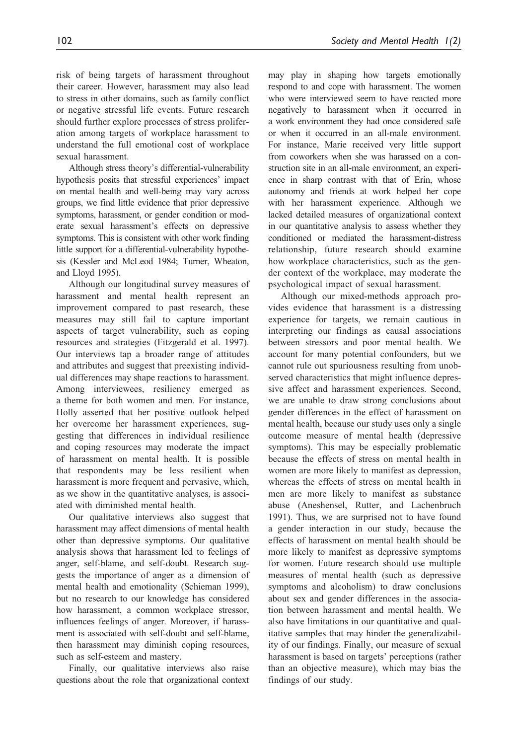risk of being targets of harassment throughout their career. However, harassment may also lead to stress in other domains, such as family conflict or negative stressful life events. Future research should further explore processes of stress proliferation among targets of workplace harassment to understand the full emotional cost of workplace sexual harassment.

Although stress theory's differential-vulnerability hypothesis posits that stressful experiences' impact on mental health and well-being may vary across groups, we find little evidence that prior depressive symptoms, harassment, or gender condition or moderate sexual harassment's effects on depressive symptoms. This is consistent with other work finding little support for a differential-vulnerability hypothesis (Kessler and McLeod 1984; Turner, Wheaton, and Lloyd 1995).

Although our longitudinal survey measures of harassment and mental health represent an improvement compared to past research, these measures may still fail to capture important aspects of target vulnerability, such as coping resources and strategies (Fitzgerald et al. 1997). Our interviews tap a broader range of attitudes and attributes and suggest that preexisting individual differences may shape reactions to harassment. Among interviewees, resiliency emerged as a theme for both women and men. For instance, Holly asserted that her positive outlook helped her overcome her harassment experiences, suggesting that differences in individual resilience and coping resources may moderate the impact of harassment on mental health. It is possible that respondents may be less resilient when harassment is more frequent and pervasive, which, as we show in the quantitative analyses, is associated with diminished mental health.

Our qualitative interviews also suggest that harassment may affect dimensions of mental health other than depressive symptoms. Our qualitative analysis shows that harassment led to feelings of anger, self-blame, and self-doubt. Research suggests the importance of anger as a dimension of mental health and emotionality (Schieman 1999), but no research to our knowledge has considered how harassment, a common workplace stressor, influences feelings of anger. Moreover, if harassment is associated with self-doubt and self-blame, then harassment may diminish coping resources, such as self-esteem and mastery.

Finally, our qualitative interviews also raise questions about the role that organizational context may play in shaping how targets emotionally respond to and cope with harassment. The women who were interviewed seem to have reacted more negatively to harassment when it occurred in a work environment they had once considered safe or when it occurred in an all-male environment. For instance, Marie received very little support from coworkers when she was harassed on a construction site in an all-male environment, an experience in sharp contrast with that of Erin, whose autonomy and friends at work helped her cope with her harassment experience. Although we lacked detailed measures of organizational context in our quantitative analysis to assess whether they conditioned or mediated the harassment-distress relationship, future research should examine how workplace characteristics, such as the gender context of the workplace, may moderate the psychological impact of sexual harassment.

Although our mixed-methods approach provides evidence that harassment is a distressing experience for targets, we remain cautious in interpreting our findings as causal associations between stressors and poor mental health. We account for many potential confounders, but we cannot rule out spuriousness resulting from unobserved characteristics that might influence depressive affect and harassment experiences. Second, we are unable to draw strong conclusions about gender differences in the effect of harassment on mental health, because our study uses only a single outcome measure of mental health (depressive symptoms). This may be especially problematic because the effects of stress on mental health in women are more likely to manifest as depression, whereas the effects of stress on mental health in men are more likely to manifest as substance abuse (Aneshensel, Rutter, and Lachenbruch 1991). Thus, we are surprised not to have found a gender interaction in our study, because the effects of harassment on mental health should be more likely to manifest as depressive symptoms for women. Future research should use multiple measures of mental health (such as depressive symptoms and alcoholism) to draw conclusions about sex and gender differences in the association between harassment and mental health. We also have limitations in our quantitative and qualitative samples that may hinder the generalizability of our findings. Finally, our measure of sexual harassment is based on targets' perceptions (rather than an objective measure), which may bias the findings of our study.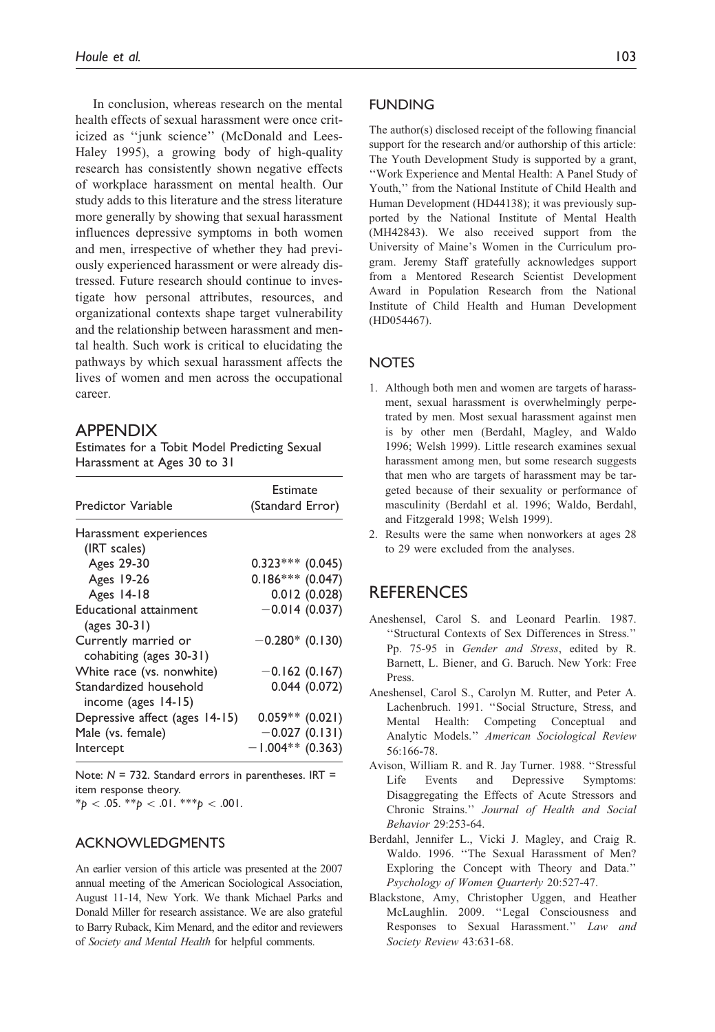In conclusion, whereas research on the mental health effects of sexual harassment were once criticized as ''junk science'' (McDonald and Lees-Haley 1995), a growing body of high-quality research has consistently shown negative effects of workplace harassment on mental health. Our study adds to this literature and the stress literature more generally by showing that sexual harassment influences depressive symptoms in both women and men, irrespective of whether they had previously experienced harassment or were already distressed. Future research should continue to investigate how personal attributes, resources, and organizational contexts shape target vulnerability and the relationship between harassment and mental health. Such work is critical to elucidating the pathways by which sexual harassment affects the lives of women and men across the occupational career.

## APPENDIX

Estimates for a Tobit Model Predicting Sexual Harassment at Ages 30 to 31

| Predictor Variable | Estimate (Standard Error) |
|---|---|
| Harassment experiences (IRT scales) | |
| Ages 29-30 | 0.323*** (0.045) |
| Ages 19-26 | 0.186*** (0.047) |
| Ages 14-18 | 0.012 (0.028) |
| Educational attainment (ages 30-31) | −0.014 (0.037) |
| Currently married or cohabiting (ages 30-31) | −0.280* (0.130) |
| White race (vs. nonwhite) | −0.162 (0.167) |
| Standardized household income (ages 14-15) | 0.044 (0.072) |
| Depressive affect (ages 14-15) | 0.059** (0.021) |
| Male (vs. female) | −0.027 (0.131) |
| Intercept | −1.004** (0.363) |

Note: $N = 732$. Standard errors in parentheses. IRT = item response theory.
*$p < .05$. **$p < .01$. ***$p < .001$.

## ACKNOWLEDGMENTS

An earlier version of this article was presented at the 2007 annual meeting of the American Sociological Association, August 11-14, New York. We thank Michael Parks and Donald Miller for research assistance. We are also grateful to Barry Ruback, Kim Menard, and the editor and reviewers of *Society and Mental Health* for helpful comments.

## FUNDING

The author(s) disclosed receipt of the following financial support for the research and/or authorship of this article: The Youth Development Study is supported by a grant, ''Work Experience and Mental Health: A Panel Study of Youth,'' from the National Institute of Child Health and Human Development (HD44138); it was previously supported by the National Institute of Mental Health (MH42843). We also received support from the University of Maine's Women in the Curriculum program. Jeremy Staff gratefully acknowledges support from a Mentored Research Scientist Development Award in Population Research from the National Institute of Child Health and Human Development (HD054467).

## NOTES

1. Although both men and women are targets of harassment, sexual harassment is overwhelmingly perpetrated by men. Most sexual harassment against men is by other men (Berdahl, Magley, and Waldo 1996; Welsh 1999). Little research examines sexual harassment among men, but some research suggests that men who are targets of harassment may be targeted because of their sexuality or performance of masculinity (Berdahl et al. 1996; Waldo, Berdahl, and Fitzgerald 1998; Welsh 1999).
2. Results were the same when nonworkers at ages 28 to 29 were excluded from the analyses.

## REFERENCES

Aneshensel, Carol S. and Leonard Pearlin. 1987. ''Structural Contexts of Sex Differences in Stress.'' Pp. 75-95 in *Gender and Stress*, edited by R. Barnett, L. Biener, and G. Baruch. New York: Free Press.

Aneshensel, Carol S., Carolyn M. Rutter, and Peter A. Lachenbruch. 1991. ''Social Structure, Stress, and Mental Health: Competing Conceptual and Analytic Models.'' *American Sociological Review* 56:166-78.

Avison, William R. and R. Jay Turner. 1988. ''Stressful Life Events and Depressive Symptoms: Disaggregating the Effects of Acute Stressors and Chronic Strains.'' *Journal of Health and Social Behavior* 29:253-64.

Berdahl, Jennifer L., Vicki J. Magley, and Craig R. Waldo. 1996. ''The Sexual Harassment of Men? Exploring the Concept with Theory and Data.'' *Psychology of Women Quarterly* 20:527-47.

Blackstone, Amy, Christopher Uggen, and Heather McLaughlin. 2009. ''Legal Consciousness and Responses to Sexual Harassment.'' *Law and Society Review* 43:631-68.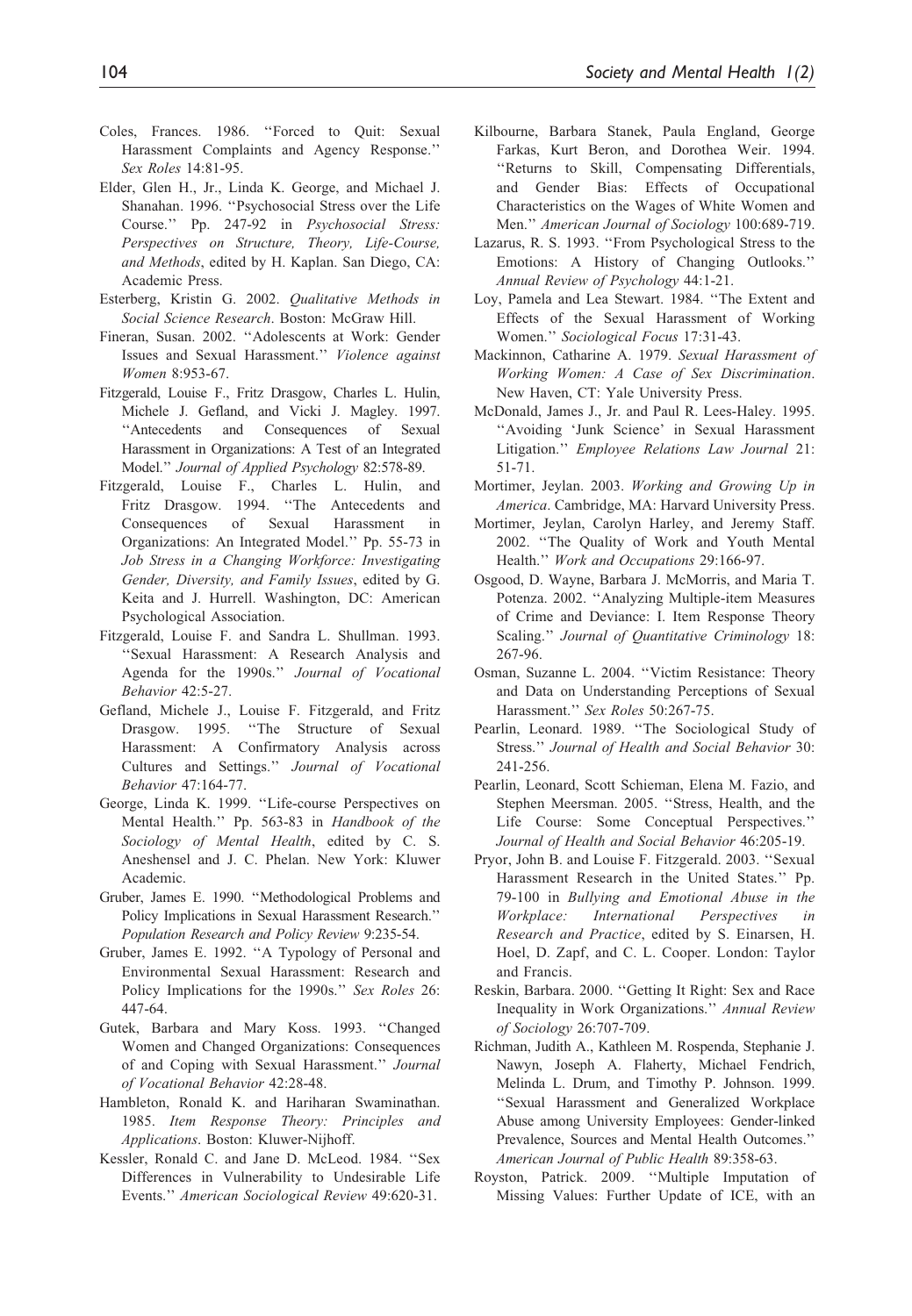Coles, Frances. 1986. "Forced to Quit: Sexual Harassment Complaints and Agency Response." *Sex Roles* 14:81-95.

Elder, Glen H., Jr., Linda K. George, and Michael J. Shanahan. 1996. "Psychosocial Stress over the Life Course." Pp. 247-92 in *Psychosocial Stress: Perspectives on Structure, Theory, Life-Course, and Methods*, edited by H. Kaplan. San Diego, CA: Academic Press.

Esterberg, Kristin G. 2002. *Qualitative Methods in Social Science Research*. Boston: McGraw Hill.

Fineran, Susan. 2002. "Adolescents at Work: Gender Issues and Sexual Harassment." *Violence against Women* 8:953-67.

Fitzgerald, Louise F., Fritz Drasgow, Charles L. Hulin, Michele J. Gefland, and Vicki J. Magley. 1997. "Antecedents and Consequences of Sexual Harassment in Organizations: A Test of an Integrated Model." *Journal of Applied Psychology* 82:578-89.

Fitzgerald, Louise F., Charles L. Hulin, and Fritz Drasgow. 1994. "The Antecedents and Consequences of Sexual Harassment in Organizations: An Integrated Model." Pp. 55-73 in *Job Stress in a Changing Workforce: Investigating Gender, Diversity, and Family Issues*, edited by G. Keita and J. Hurrell. Washington, DC: American Psychological Association.

Fitzgerald, Louise F. and Sandra L. Shullman. 1993. "Sexual Harassment: A Research Analysis and Agenda for the 1990s." *Journal of Vocational Behavior* 42:5-27.

Gefland, Michele J., Louise F. Fitzgerald, and Fritz Drasgow. 1995. "The Structure of Sexual Harassment: A Confirmatory Analysis across Cultures and Settings." *Journal of Vocational Behavior* 47:164-77.

George, Linda K. 1999. "Life-course Perspectives on Mental Health." Pp. 563-83 in *Handbook of the Sociology of Mental Health*, edited by C. S. Aneshensel and J. C. Phelan. New York: Kluwer Academic.

Gruber, James E. 1990. "Methodological Problems and Policy Implications in Sexual Harassment Research." *Population Research and Policy Review* 9:235-54.

Gruber, James E. 1992. "A Typology of Personal and Environmental Sexual Harassment: Research and Policy Implications for the 1990s." *Sex Roles* 26: 447-64.

Gutek, Barbara and Mary Koss. 1993. "Changed Women and Changed Organizations: Consequences of and Coping with Sexual Harassment." *Journal of Vocational Behavior* 42:28-48.

Hambleton, Ronald K. and Hariharan Swaminathan. 1985. *Item Response Theory: Principles and Applications*. Boston: Kluwer-Nijhoff.

Kessler, Ronald C. and Jane D. McLeod. 1984. "Sex Differences in Vulnerability to Undesirable Life Events." *American Sociological Review* 49:620-31.

Kilbourne, Barbara Stanek, Paula England, George Farkas, Kurt Beron, and Dorothea Weir. 1994. "Returns to Skill, Compensating Differentials, and Gender Bias: Effects of Occupational Characteristics on the Wages of White Women and Men." *American Journal of Sociology* 100:689-719.

Lazarus, R. S. 1993. "From Psychological Stress to the Emotions: A History of Changing Outlooks." *Annual Review of Psychology* 44:1-21.

Loy, Pamela and Lea Stewart. 1984. "The Extent and Effects of the Sexual Harassment of Working Women." *Sociological Focus* 17:31-43.

Mackinnon, Catharine A. 1979. *Sexual Harassment of Working Women: A Case of Sex Discrimination*. New Haven, CT: Yale University Press.

McDonald, James J., Jr. and Paul R. Lees-Haley. 1995. "Avoiding 'Junk Science' in Sexual Harassment Litigation." *Employee Relations Law Journal* 21: 51-71.

Mortimer, Jeylan. 2003. *Working and Growing Up in America*. Cambridge, MA: Harvard University Press.

Mortimer, Jeylan, Carolyn Harley, and Jeremy Staff. 2002. "The Quality of Work and Youth Mental Health." *Work and Occupations* 29:166-97.

Osgood, D. Wayne, Barbara J. McMorris, and Maria T. Potenza. 2002. "Analyzing Multiple-item Measures of Crime and Deviance: I. Item Response Theory Scaling." *Journal of Quantitative Criminology* 18: 267-96.

Osman, Suzanne L. 2004. "Victim Resistance: Theory and Data on Understanding Perceptions of Sexual Harassment." *Sex Roles* 50:267-75.

Pearlin, Leonard. 1989. "The Sociological Study of Stress." *Journal of Health and Social Behavior* 30: 241-256.

Pearlin, Leonard, Scott Schieman, Elena M. Fazio, and Stephen Meersman. 2005. "Stress, Health, and the Life Course: Some Conceptual Perspectives." *Journal of Health and Social Behavior* 46:205-19.

Pryor, John B. and Louise F. Fitzgerald. 2003. "Sexual Harassment Research in the United States." Pp. 79-100 in *Bullying and Emotional Abuse in the Workplace: International Perspectives in Research and Practice*, edited by S. Einarsen, H. Hoel, D. Zapf, and C. L. Cooper. London: Taylor and Francis.

Reskin, Barbara. 2000. "Getting It Right: Sex and Race Inequality in Work Organizations." *Annual Review of Sociology* 26:707-709.

Richman, Judith A., Kathleen M. Rospenda, Stephanie J. Nawyn, Joseph A. Flaherty, Michael Fendrich, Melinda L. Drum, and Timothy P. Johnson. 1999. "Sexual Harassment and Generalized Workplace Abuse among University Employees: Gender-linked Prevalence, Sources and Mental Health Outcomes." *American Journal of Public Health* 89:358-63.

Royston, Patrick. 2009. "Multiple Imputation of Missing Values: Further Update of ICE, with an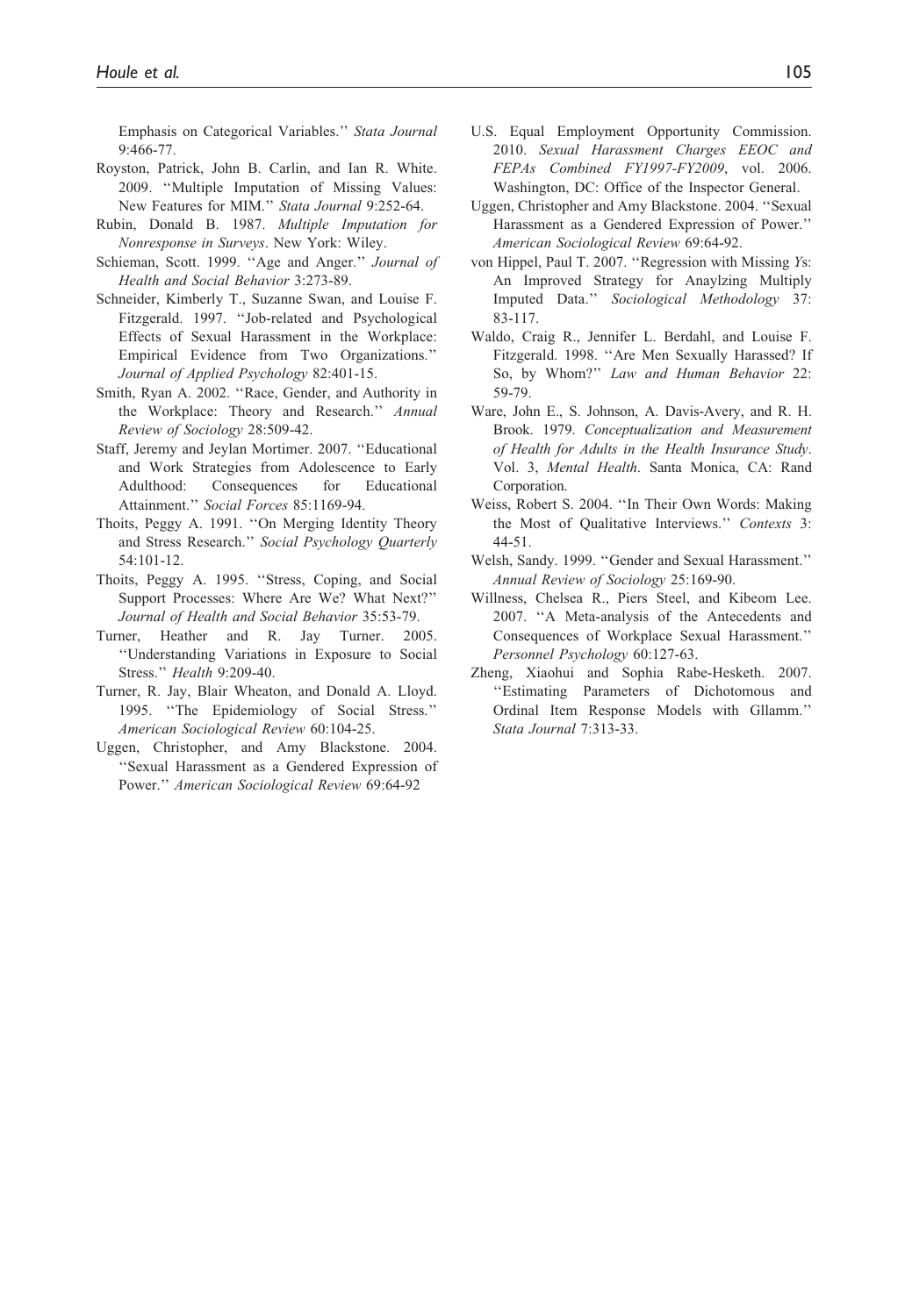Emphasis on Categorical Variables.'' *Stata Journal* 9:466-77.

Royston, Patrick, John B. Carlin, and Ian R. White. 2009. ''Multiple Imputation of Missing Values: New Features for MIM.'' *Stata Journal* 9:252-64.

Rubin, Donald B. 1987. *Multiple Imputation for Nonresponse in Surveys*. New York: Wiley.

Schieman, Scott. 1999. ''Age and Anger.'' *Journal of Health and Social Behavior* 3:273-89.

Schneider, Kimberly T., Suzanne Swan, and Louise F. Fitzgerald. 1997. ''Job-related and Psychological Effects of Sexual Harassment in the Workplace: Empirical Evidence from Two Organizations.'' *Journal of Applied Psychology* 82:401-15.

Smith, Ryan A. 2002. ''Race, Gender, and Authority in the Workplace: Theory and Research.'' *Annual Review of Sociology* 28:509-42.

Staff, Jeremy and Jeylan Mortimer. 2007. ''Educational and Work Strategies from Adolescence to Early Adulthood: Consequences for Educational Attainment.'' *Social Forces* 85:1169-94.

Thoits, Peggy A. 1991. ''On Merging Identity Theory and Stress Research.'' *Social Psychology Quarterly* 54:101-12.

Thoits, Peggy A. 1995. ''Stress, Coping, and Social Support Processes: Where Are We? What Next?'' *Journal of Health and Social Behavior* 35:53-79.

Turner, Heather and R. Jay Turner. 2005. ''Understanding Variations in Exposure to Social Stress.'' *Health* 9:209-40.

Turner, R. Jay, Blair Wheaton, and Donald A. Lloyd. 1995. ''The Epidemiology of Social Stress.'' *American Sociological Review* 60:104-25.

Uggen, Christopher, and Amy Blackstone. 2004. ''Sexual Harassment as a Gendered Expression of Power.'' *American Sociological Review* 69:64-92

U.S. Equal Employment Opportunity Commission. 2010. *Sexual Harassment Charges EEOC and FEPAs Combined FY1997-FY2009*, vol. 2006. Washington, DC: Office of the Inspector General.

Uggen, Christopher and Amy Blackstone. 2004. ''Sexual Harassment as a Gendered Expression of Power.'' *American Sociological Review* 69:64-92.

von Hippel, Paul T. 2007. ''Regression with Missing *Y*s: An Improved Strategy for Anaylzing Multiply Imputed Data.'' *Sociological Methodology* 37: 83-117.

Waldo, Craig R., Jennifer L. Berdahl, and Louise F. Fitzgerald. 1998. ''Are Men Sexually Harassed? If So, by Whom?'' *Law and Human Behavior* 22: 59-79.

Ware, John E., S. Johnson, A. Davis-Avery, and R. H. Brook. 1979. *Conceptualization and Measurement of Health for Adults in the Health Insurance Study*. Vol. 3, *Mental Health*. Santa Monica, CA: Rand Corporation.

Weiss, Robert S. 2004. ''In Their Own Words: Making the Most of Qualitative Interviews.'' *Contexts* 3: 44-51.

Welsh, Sandy. 1999. ''Gender and Sexual Harassment.'' *Annual Review of Sociology* 25:169-90.

Willness, Chelsea R., Piers Steel, and Kibeom Lee. 2007. ''A Meta-analysis of the Antecedents and Consequences of Workplace Sexual Harassment.'' *Personnel Psychology* 60:127-63.

Zheng, Xiaohui and Sophia Rabe-Hesketh. 2007. ''Estimating Parameters of Dichotomous and Ordinal Item Response Models with Gllamm.'' *Stata Journal* 7:313-33.